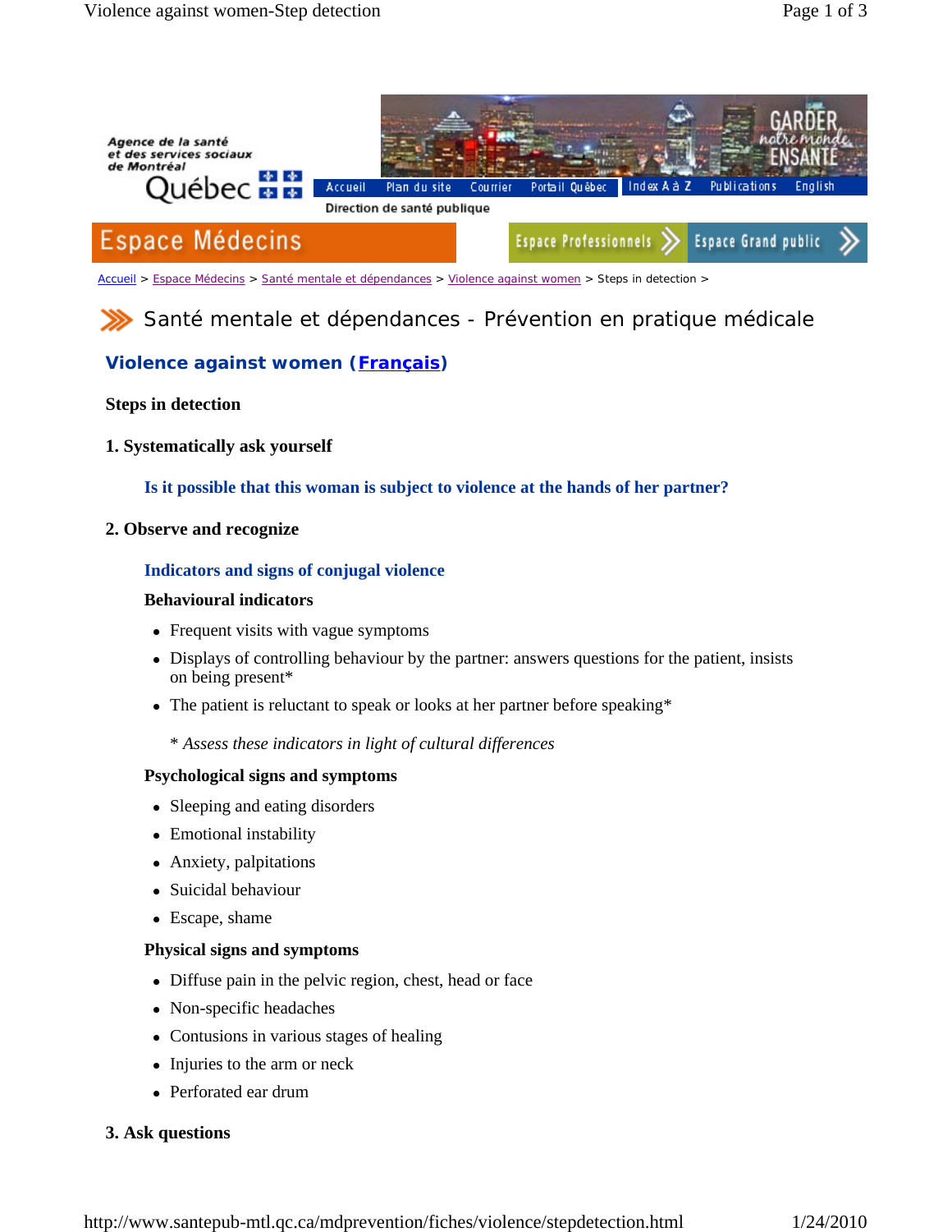Agence de la santé et des services sociaux de Montréal

Québec

Accueil | Plan du site | Courrier | Portail Québec | Index A à Z | Publications | English

Direction de santé publique

Espace Médecins

Espace Professionnels | Espace Grand public

Accueil > Espace Médecins > Santé mentale et dépendances > Violence against women > Steps in detection >

# Santé mentale et dépendances - Prévention en pratique médicale

## Violence against women (Français)

### Steps in detection

**1. Systematically ask yourself**

**Is it possible that this woman is subject to violence at the hands of her partner?**

**2. Observe and recognize**

**Indicators and signs of conjugal violence**

**Behavioural indicators**

- Frequent visits with vague symptoms
- Displays of controlling behaviour by the partner: answers questions for the patient, insists on being present*
- The patient is reluctant to speak or looks at her partner before speaking*

*\* Assess these indicators in light of cultural differences*

**Psychological signs and symptoms**

- Sleeping and eating disorders
- Emotional instability
- Anxiety, palpitations
- Suicidal behaviour
- Escape, shame

**Physical signs and symptoms**

- Diffuse pain in the pelvic region, chest, head or face
- Non-specific headaches
- Contusions in various stages of healing
- Injuries to the arm or neck
- Perforated ear drum

**3. Ask questions**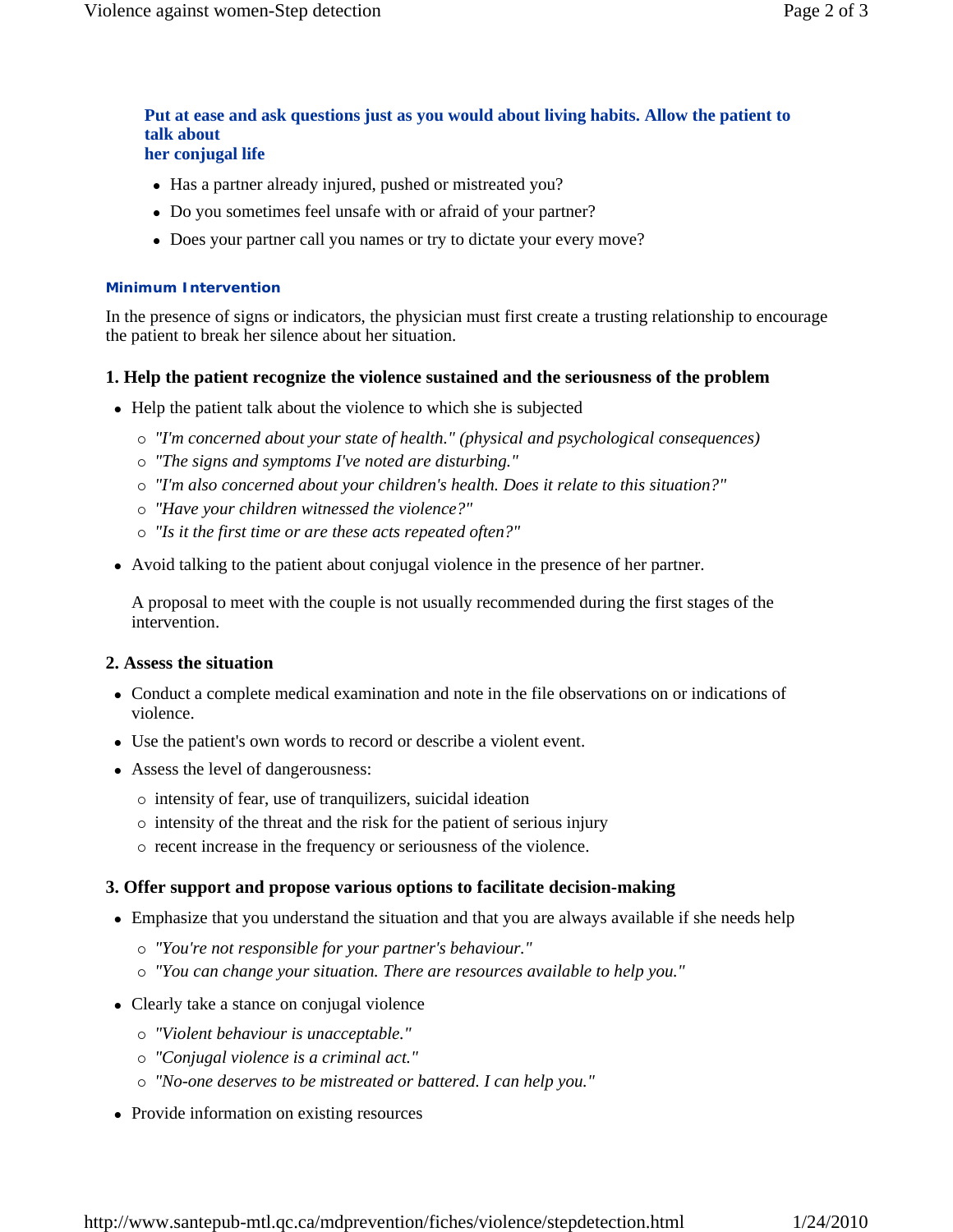**Put at ease and ask questions just as you would about living habits. Allow the patient to talk about her conjugal life**

- Has a partner already injured, pushed or mistreated you?
- Do you sometimes feel unsafe with or afraid of your partner?
- Does your partner call you names or try to dictate your every move?

### Minimum Intervention

In the presence of signs or indicators, the physician must first create a trusting relationship to encourage the patient to break her silence about her situation.

#### 1. Help the patient recognize the violence sustained and the seriousness of the problem

- Help the patient talk about the violence to which she is subjected
  - *"I'm concerned about your state of health." (physical and psychological consequences)*
  - *"The signs and symptoms I've noted are disturbing."*
  - *"I'm also concerned about your children's health. Does it relate to this situation?"*
  - *"Have your children witnessed the violence?"*
  - *"Is it the first time or are these acts repeated often?"*
- Avoid talking to the patient about conjugal violence in the presence of her partner.

  A proposal to meet with the couple is not usually recommended during the first stages of the intervention.

#### 2. Assess the situation

- Conduct a complete medical examination and note in the file observations on or indications of violence.
- Use the patient's own words to record or describe a violent event.
- Assess the level of dangerousness:
  - intensity of fear, use of tranquilizers, suicidal ideation
  - intensity of the threat and the risk for the patient of serious injury
  - recent increase in the frequency or seriousness of the violence.

#### 3. Offer support and propose various options to facilitate decision-making

- Emphasize that you understand the situation and that you are always available if she needs help
  - *"You're not responsible for your partner's behaviour."*
  - *"You can change your situation. There are resources available to help you."*
- Clearly take a stance on conjugal violence
  - *"Violent behaviour is unacceptable."*
  - *"Conjugal violence is a criminal act."*
  - *"No-one deserves to be mistreated or battered. I can help you."*
- Provide information on existing resources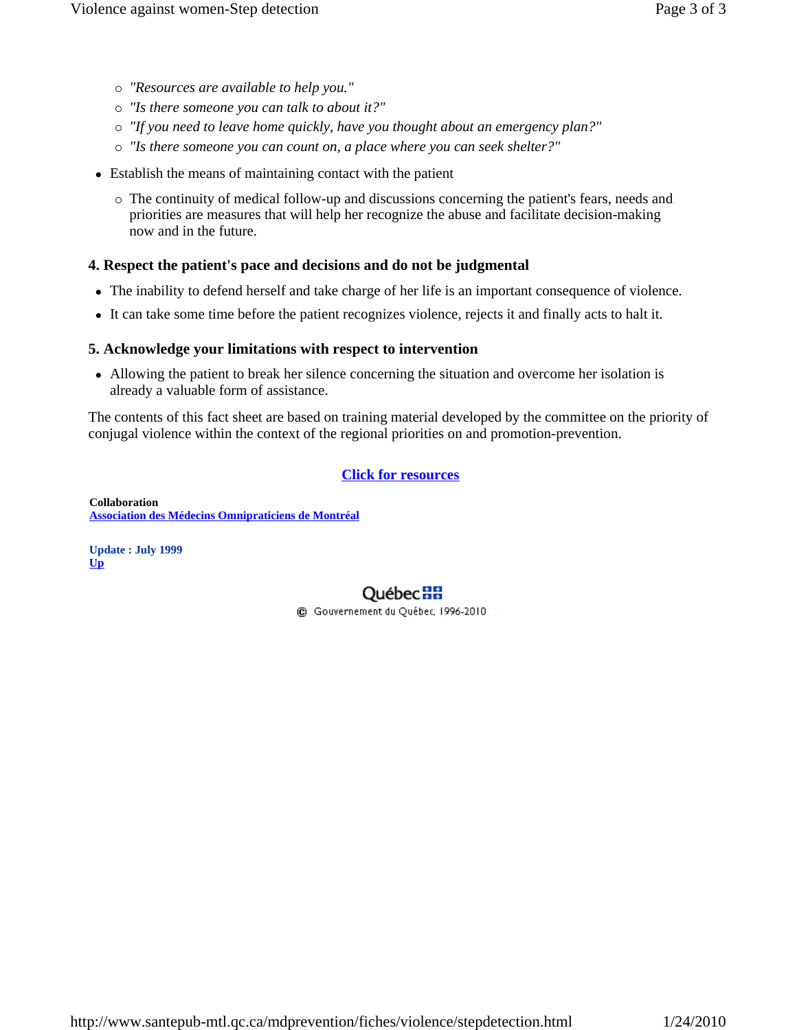- *"Resources are available to help you."*
  - *"Is there someone you can talk to about it?"*
  - *"If you need to leave home quickly, have you thought about an emergency plan?"*
  - *"Is there someone you can count on, a place where you can seek shelter?"*
- Establish the means of maintaining contact with the patient
  - The continuity of medical follow-up and discussions concerning the patient's fears, needs and priorities are measures that will help her recognize the abuse and facilitate decision-making now and in the future.

### 4. Respect the patient's pace and decisions and do not be judgmental

- The inability to defend herself and take charge of her life is an important consequence of violence.
- It can take some time before the patient recognizes violence, rejects it and finally acts to halt it.

### 5. Acknowledge your limitations with respect to intervention

- Allowing the patient to break her silence concerning the situation and overcome her isolation is already a valuable form of assistance.

The contents of this fact sheet are based on training material developed by the committee on the priority of conjugal violence within the context of the regional priorities on and promotion-prevention.

**Click for resources**

**Collaboration**
**Association des Médecins Omnipraticiens de Montréal**

**Update : July 1999**
**Up**

Québec

© Gouvernement du Québec, 1996-2010